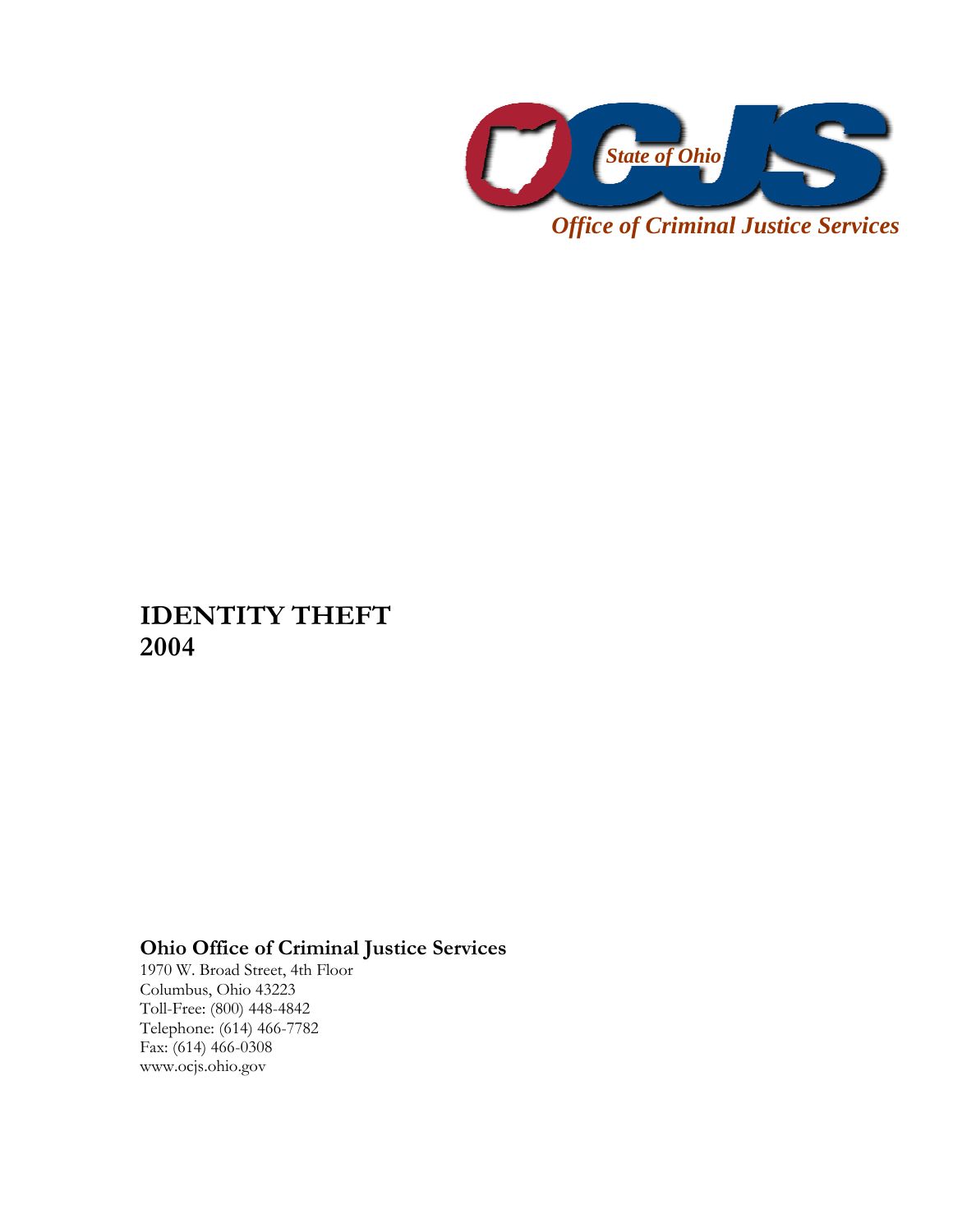State of Ohio

*Office of Criminal Justice Services*

# IDENTITY THEFT
# 2004

**Ohio Office of Criminal Justice Services**
1970 W. Broad Street, 4th Floor
Columbus, Ohio 43223
Toll-Free: (800) 448-4842
Telephone: (614) 466-7782
Fax: (614) 466-0308
www.ocjs.ohio.gov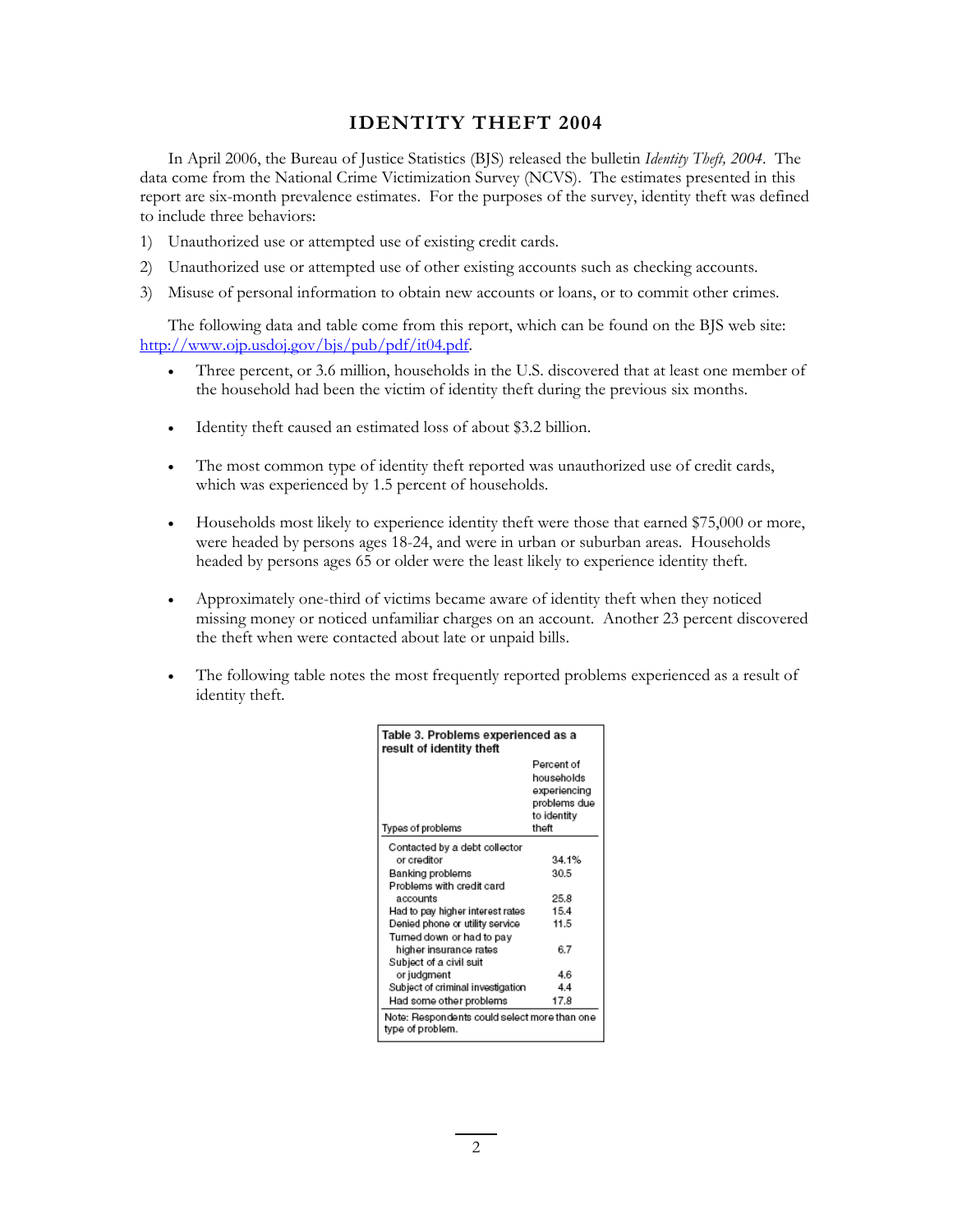# IDENTITY THEFT 2004

In April 2006, the Bureau of Justice Statistics (BJS) released the bulletin *Identity Theft, 2004*. The data come from the National Crime Victimization Survey (NCVS). The estimates presented in this report are six-month prevalence estimates. For the purposes of the survey, identity theft was defined to include three behaviors:

1) Unauthorized use or attempted use of existing credit cards.
2) Unauthorized use or attempted use of other existing accounts such as checking accounts.
3) Misuse of personal information to obtain new accounts or loans, or to commit other crimes.

The following data and table come from this report, which can be found on the BJS web site: http://www.ojp.usdoj.gov/bjs/pub/pdf/it04.pdf.

- Three percent, or 3.6 million, households in the U.S. discovered that at least one member of the household had been the victim of identity theft during the previous six months.
- Identity theft caused an estimated loss of about $3.2 billion.
- The most common type of identity theft reported was unauthorized use of credit cards, which was experienced by 1.5 percent of households.
- Households most likely to experience identity theft were those that earned $75,000 or more, were headed by persons ages 18-24, and were in urban or suburban areas. Households headed by persons ages 65 or older were the least likely to experience identity theft.
- Approximately one-third of victims became aware of identity theft when they noticed missing money or noticed unfamiliar charges on an account. Another 23 percent discovered the theft when were contacted about late or unpaid bills.
- The following table notes the most frequently reported problems experienced as a result of identity theft.

**Table 3. Problems experienced as a result of identity theft**

| Types of problems | Percent of households experiencing problems due to identity theft |
|---|---|
| Contacted by a debt collector or creditor | 34.1% |
| Banking problems | 30.5 |
| Problems with credit card accounts | 25.8 |
| Had to pay higher interest rates | 15.4 |
| Denied phone or utility service | 11.5 |
| Turned down or had to pay higher insurance rates | 6.7 |
| Subject of a civil suit or judgment | 4.6 |
| Subject of criminal investigation | 4.4 |
| Had some other problems | 17.8 |

Note: Respondents could select more than one type of problem.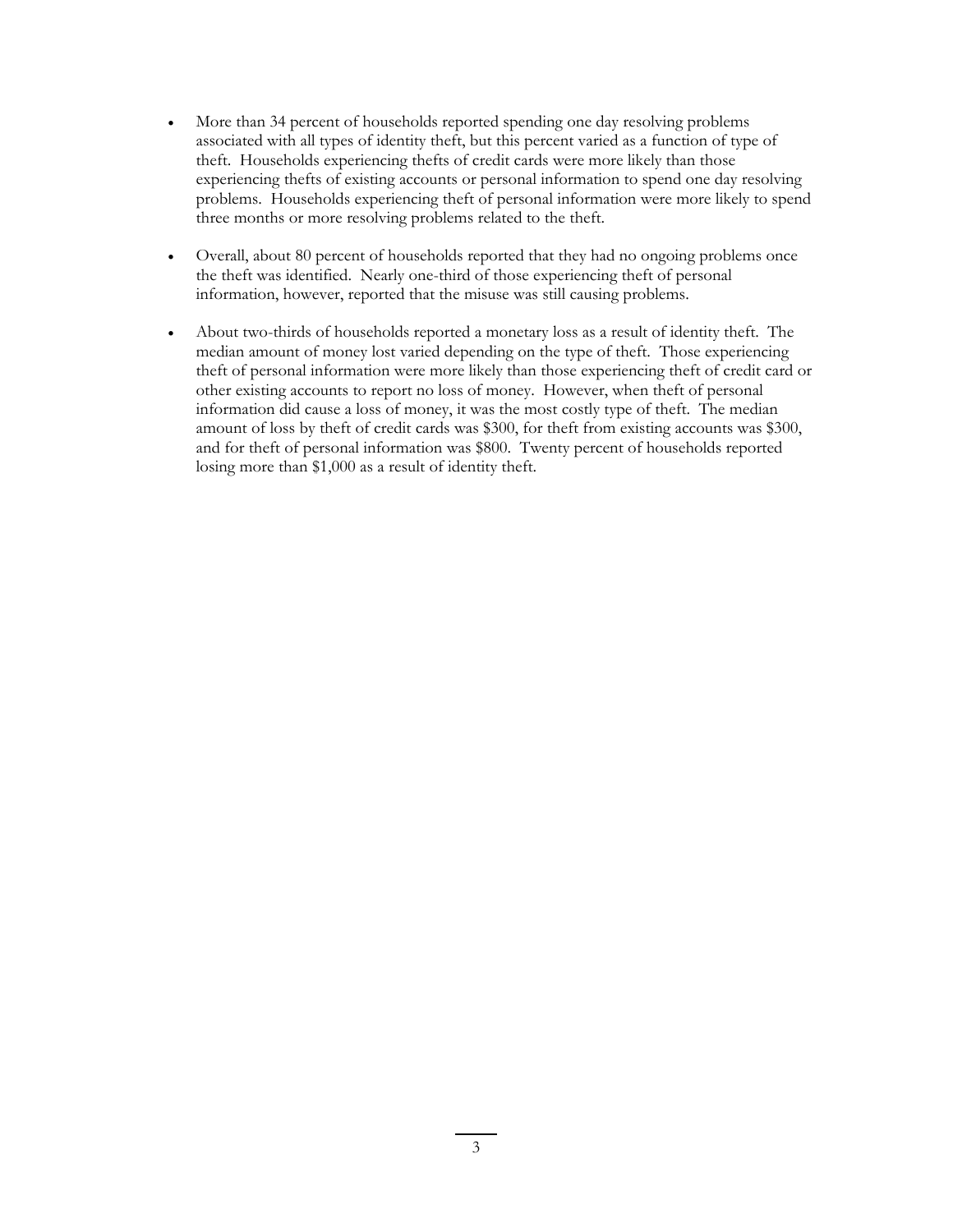- More than 34 percent of households reported spending one day resolving problems associated with all types of identity theft, but this percent varied as a function of type of theft. Households experiencing thefts of credit cards were more likely than those experiencing thefts of existing accounts or personal information to spend one day resolving problems. Households experiencing theft of personal information were more likely to spend three months or more resolving problems related to the theft.

- Overall, about 80 percent of households reported that they had no ongoing problems once the theft was identified. Nearly one-third of those experiencing theft of personal information, however, reported that the misuse was still causing problems.

- About two-thirds of households reported a monetary loss as a result of identity theft. The median amount of money lost varied depending on the type of theft. Those experiencing theft of personal information were more likely than those experiencing theft of credit card or other existing accounts to report no loss of money. However, when theft of personal information did cause a loss of money, it was the most costly type of theft. The median amount of loss by theft of credit cards was $300, for theft from existing accounts was $300, and for theft of personal information was $800. Twenty percent of households reported losing more than $1,000 as a result of identity theft.